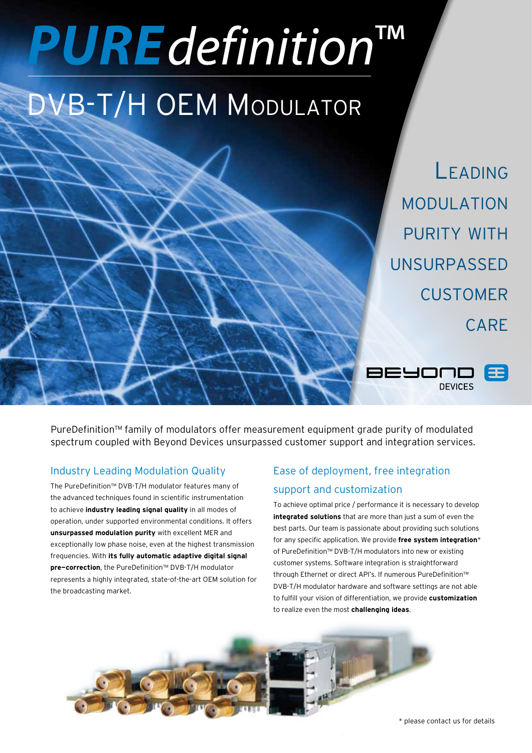# PUREdefinition™

## DVB-T/H OEM Modulator

Leading modulation purity with unsurpassed customer care

BEYOND DEVICES

PureDefinition™ family of modulators offer measurement equipment grade purity of modulated spectrum coupled with Beyond Devices unsurpassed customer support and integration services.

### Industry Leading Modulation Quality

The PureDefinition™ DVB-T/H modulator features many of the advanced techniques found in scientific instrumentation to achieve **industry leading signal quality** in all modes of operation, under supported environmental conditions. It offers **unsurpassed modulation purity** with excellent MER and exceptionally low phase noise, even at the highest transmission frequencies. With **its fully automatic adaptive digital signal pre–correction**, the PureDefinition™ DVB-T/H modulator represents a highly integrated, state-of-the-art OEM solution for the broadcasting market.

### Ease of deployment, free integration support and customization

To achieve optimal price / performance it is necessary to develop **integrated solutions** that are more than just a sum of even the best parts. Our team is passionate about providing such solutions for any specific application. We provide **free system integration*** of PureDefinition™ DVB-T/H modulators into new or existing customer systems. Software integration is straightforward through Ethernet or direct API's. If numerous PureDefinition™ DVB-T/H modulator hardware and software settings are not able to fulfill your vision of differentiation, we provide **customization** to realize even the most **challenging ideas**.

* please contact us for details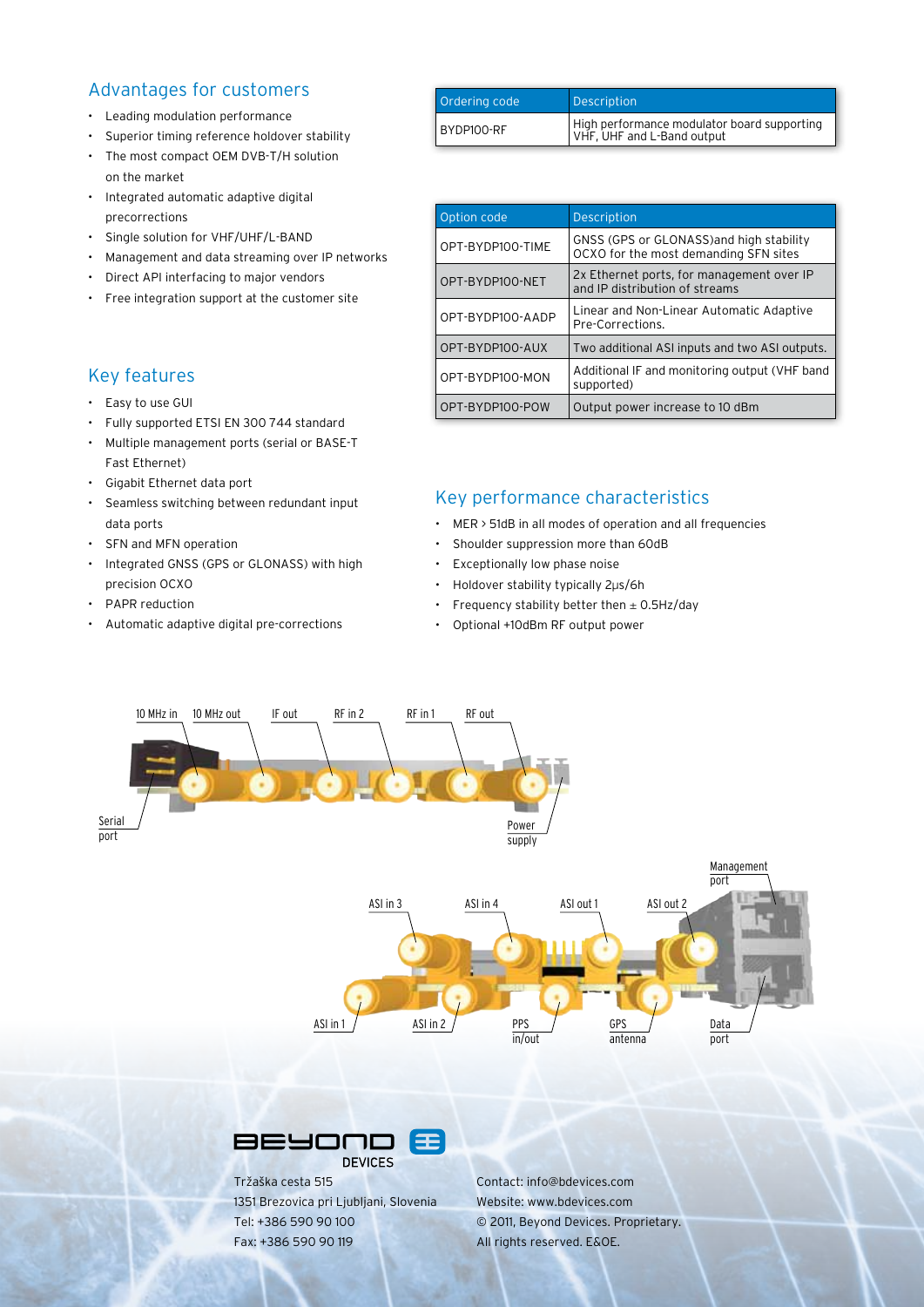## Advantages for customers

- Leading modulation performance
- Superior timing reference holdover stability
- The most compact OEM DVB-T/H solution on the market
- Integrated automatic adaptive digital precorrections
- Single solution for VHF/UHF/L-BAND
- Management and data streaming over IP networks
- Direct API interfacing to major vendors
- Free integration support at the customer site

## Key features

- Easy to use GUI
- Fully supported ETSI EN 300 744 standard
- Multiple management ports (serial or BASE-T Fast Ethernet)
- Gigabit Ethernet data port
- Seamless switching between redundant input data ports
- SFN and MFN operation
- Integrated GNSS (GPS or GLONASS) with high precision OCXO
- PAPR reduction
- Automatic adaptive digital pre-corrections

| Ordering code | Description |
|---|---|
| BYDP100-RF | High performance modulator board supporting VHF, UHF and L-Band output |

| Option code | Description |
|---|---|
| OPT-BYDP100-TIME | GNSS (GPS or GLONASS)and high stability OCXO for the most demanding SFN sites |
| OPT-BYDP100-NET | 2x Ethernet ports, for management over IP and IP distribution of streams |
| OPT-BYDP100-AADP | Linear and Non-Linear Automatic Adaptive Pre-Corrections. |
| OPT-BYDP100-AUX | Two additional ASI inputs and two ASI outputs. |
| OPT-BYDP100-MON | Additional IF and monitoring output (VHF band supported) |
| OPT-BYDP100-POW | Output power increase to 10 dBm |

## Key performance characteristics

- MER > 51dB in all modes of operation and all frequencies
- Shoulder suppression more than 60dB
- Exceptionally low phase noise
- Holdover stability typically 2µs/6h
- Frequency stability better then ± 0.5Hz/day
- Optional +10dBm RF output power

10 MHz in
10 MHz out
IF out
RF in 2
RF in 1
RF out
Serial port
Power supply

Management port
ASI in 3
ASI in 4
ASI out 1
ASI out 2
ASI in 1
ASI in 2
PPS in/out
GPS antenna
Data port

BEYOND DEVICES

Tržaška cesta 515
1351 Brezovica pri Ljubljani, Slovenia
Tel: +386 590 90 100
Fax: +386 590 90 119

Contact: info@bdevices.com
Website: www.bdevices.com
© 2011, Beyond Devices. Proprietary.
All rights reserved. E&OE.